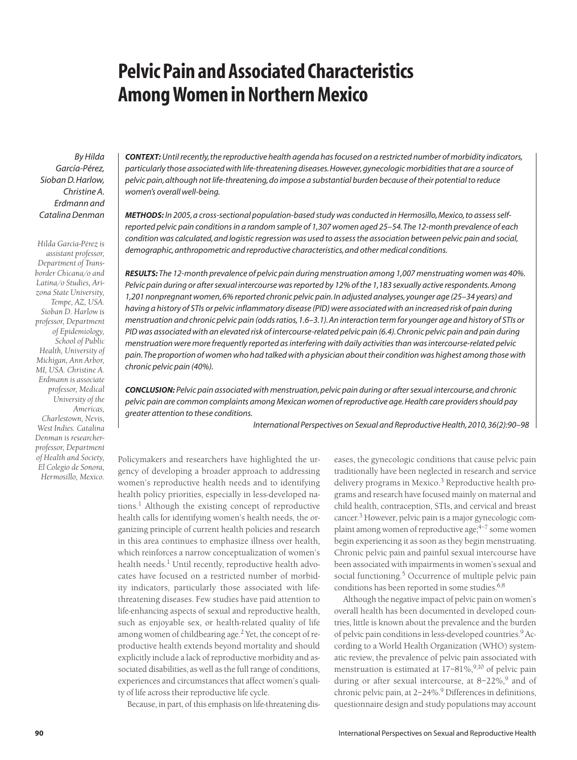# Pelvic Pain and Associated Characteristics Among Women in Northern Mexico

*By Hilda García-Pérez, Sioban D. Harlow, Christine A. Erdmann and Catalina Denman*

*Hilda García-Pérez is assistant professor, Department of Transborder Chicana/o and Latina/o Studies, Arizona State University, Tempe, AZ, USA. Sioban D. Harlow is professor, Department of Epidemiology, School of Public Health, University of Michigan, Ann Arbor, MI, USA. Christine A. Erdmann is associate professor, Medical University of the Americas, Charlestown, Nevis, West Indies. Catalina Denman is researcher-professor, Department of Health and Society, El Colegio de Sonora, Hermosillo, Mexico.*

***CONTEXT:*** *Until recently, the reproductive health agenda has focused on a restricted number of morbidity indicators, particularly those associated with life-threatening diseases. However, gynecologic morbidities that are a source of pelvic pain, although not life-threatening, do impose a substantial burden because of their potential to reduce women's overall well-being.*

***METHODS:*** *In 2005, a cross-sectional population-based study was conducted in Hermosillo, Mexico, to assess self-reported pelvic pain conditions in a random sample of 1,307 women aged 25–54. The 12-month prevalence of each condition was calculated, and logistic regression was used to assess the association between pelvic pain and social, demographic, anthropometric and reproductive characteristics, and other medical conditions.*

***RESULTS:*** *The 12-month prevalence of pelvic pain during menstruation among 1,007 menstruating women was 40%. Pelvic pain during or after sexual intercourse was reported by 12% of the 1,183 sexually active respondents. Among 1,201 nonpregnant women, 6% reported chronic pelvic pain. In adjusted analyses, younger age (25–34 years) and having a history of STIs or pelvic inflammatory disease (PID) were associated with an increased risk of pain during menstruation and chronic pelvic pain (odds ratios, 1.6–3.1). An interaction term for younger age and history of STIs or PID was associated with an elevated risk of intercourse-related pelvic pain (6.4). Chronic pelvic pain and pain during menstruation were more frequently reported as interfering with daily activities than was intercourse-related pelvic pain. The proportion of women who had talked with a physician about their condition was highest among those with chronic pelvic pain (40%).*

***CONCLUSION:*** *Pelvic pain associated with menstruation, pelvic pain during or after sexual intercourse, and chronic pelvic pain are common complaints among Mexican women of reproductive age. Health care providers should pay greater attention to these conditions.*

*International Perspectives on Sexual and Reproductive Health, 2010, 36(2):90–98*

Policymakers and researchers have highlighted the urgency of developing a broader approach to addressing women's reproductive health needs and to identifying health policy priorities, especially in less-developed nations.[1] Although the existing concept of reproductive health calls for identifying women's health needs, the organizing principle of current health policies and research in this area continues to emphasize illness over health, which reinforces a narrow conceptualization of women's health needs.[1] Until recently, reproductive health advocates have focused on a restricted number of morbidity indicators, particularly those associated with life-threatening diseases. Few studies have paid attention to life-enhancing aspects of sexual and reproductive health, such as enjoyable sex, or health-related quality of life among women of childbearing age.[2] Yet, the concept of reproductive health extends beyond mortality and should explicitly include a lack of reproductive morbidity and associated disabilities, as well as the full range of conditions, experiences and circumstances that affect women's quality of life across their reproductive life cycle.

Because, in part, of this emphasis on life-threatening diseases, the gynecologic conditions that cause pelvic pain traditionally have been neglected in research and service delivery programs in Mexico.[3] Reproductive health programs and research have focused mainly on maternal and child health, contraception, STIs, and cervical and breast cancer.[3] However, pelvic pain is a major gynecologic complaint among women of reproductive age;[4–7] some women begin experiencing it as soon as they begin menstruating. Chronic pelvic pain and painful sexual intercourse have been associated with impairments in women's sexual and social functioning.[5] Occurrence of multiple pelvic pain conditions has been reported in some studies.[6,8]

Although the negative impact of pelvic pain on women's overall health has been documented in developed countries, little is known about the prevalence and the burden of pelvic pain conditions in less-developed countries.[9] According to a World Health Organization (WHO) systematic review, the prevalence of pelvic pain associated with menstruation is estimated at 17–81%,[9,10] of pelvic pain during or after sexual intercourse, at 8–22%,[9] and of chronic pelvic pain, at 2–24%.[9] Differences in definitions, questionnaire design and study populations may account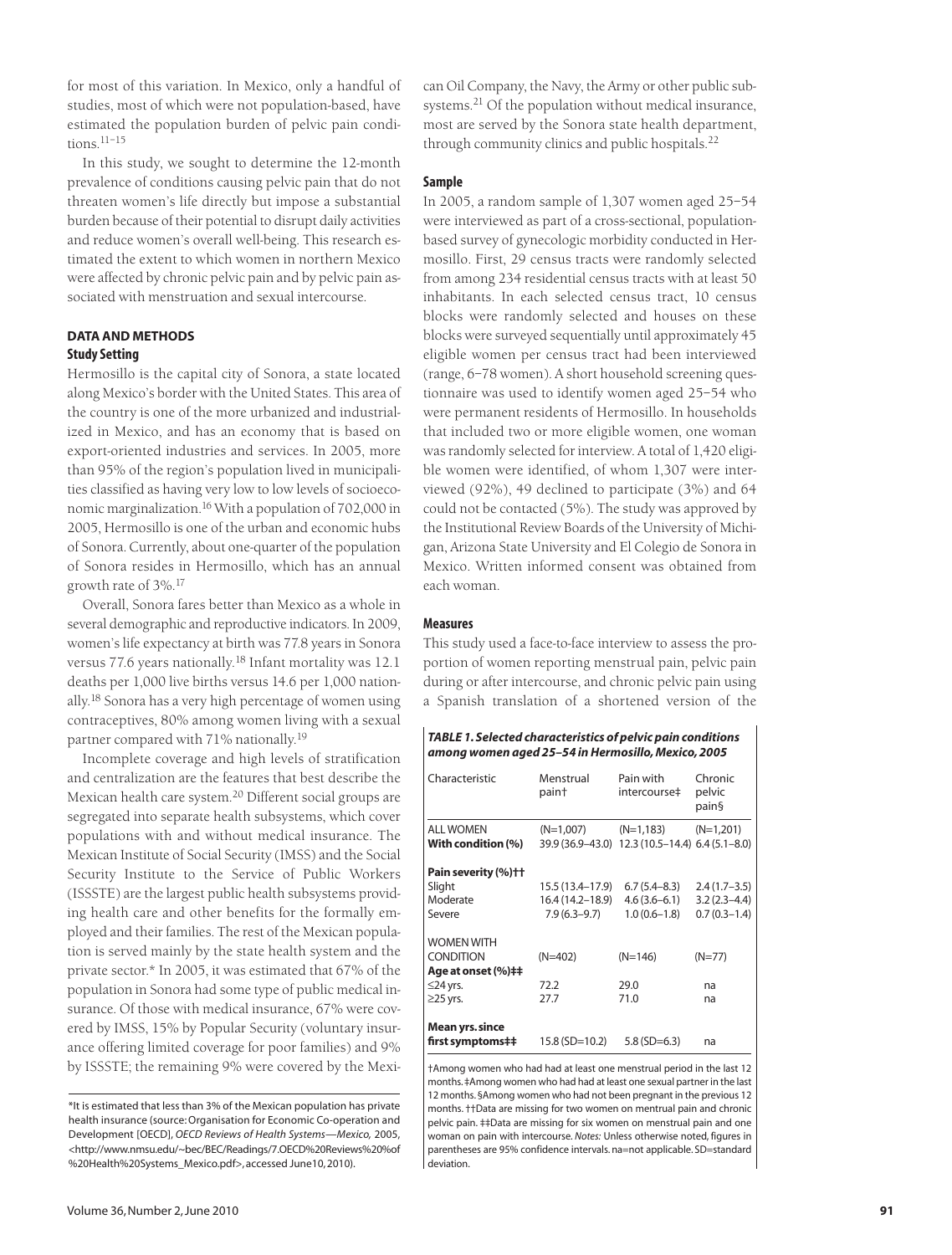for most of this variation. In Mexico, only a handful of studies, most of which were not population-based, have estimated the population burden of pelvic pain conditions.[11–15]

In this study, we sought to determine the 12-month prevalence of conditions causing pelvic pain that do not threaten women's life directly but impose a substantial burden because of their potential to disrupt daily activities and reduce women's overall well-being. This research estimated the extent to which women in northern Mexico were affected by chronic pelvic pain and by pelvic pain associated with menstruation and sexual intercourse.

## DATA AND METHODS

### Study Setting

Hermosillo is the capital city of Sonora, a state located along Mexico's border with the United States. This area of the country is one of the more urbanized and industrialized in Mexico, and has an economy that is based on export-oriented industries and services. In 2005, more than 95% of the region's population lived in municipalities classified as having very low to low levels of socioeconomic marginalization.[16] With a population of 702,000 in 2005, Hermosillo is one of the urban and economic hubs of Sonora. Currently, about one-quarter of the population of Sonora resides in Hermosillo, which has an annual growth rate of 3%.[17]

Overall, Sonora fares better than Mexico as a whole in several demographic and reproductive indicators. In 2009, women's life expectancy at birth was 77.8 years in Sonora versus 77.6 years nationally.[18] Infant mortality was 12.1 deaths per 1,000 live births versus 14.6 per 1,000 nationally.[18] Sonora has a very high percentage of women using contraceptives, 80% among women living with a sexual partner compared with 71% nationally.[19]

Incomplete coverage and high levels of stratification and centralization are the features that best describe the Mexican health care system.[20] Different social groups are segregated into separate health subsystems, which cover populations with and without medical insurance. The Mexican Institute of Social Security (IMSS) and the Social Security Institute to the Service of Public Workers (ISSSTE) are the largest public health subsystems providing health care and other benefits for the formally employed and their families. The rest of the Mexican population is served mainly by the state health system and the private sector.* In 2005, it was estimated that 67% of the population in Sonora had some type of public medical insurance. Of those with medical insurance, 67% were covered by IMSS, 15% by Popular Security (voluntary insurance offering limited coverage for poor families) and 9% by ISSSTE; the remaining 9% were covered by the Mexican Oil Company, the Navy, the Army or other public subsystems.[21] Of the population without medical insurance, most are served by the Sonora state health department, through community clinics and public hospitals.[22]

*It is estimated that less than 3% of the Mexican population has private health insurance (source: Organisation for Economic Co-operation and Development [OECD], *OECD Reviews of Health Systems—Mexico,* 2005, <http://www.nmsu.edu/~bec/BEC/Readings/7.OECD%20Reviews%20of%20Health%20Systems_Mexico.pdf>, accessed June 10, 2010).

### Sample

In 2005, a random sample of 1,307 women aged 25–54 were interviewed as part of a cross-sectional, population-based survey of gynecologic morbidity conducted in Hermosillo. First, 29 census tracts were randomly selected from among 234 residential census tracts with at least 50 inhabitants. In each selected census tract, 10 census blocks were randomly selected and houses on these blocks were surveyed sequentially until approximately 45 eligible women per census tract had been interviewed (range, 6–78 women). A short household screening questionnaire was used to identify women aged 25–54 who were permanent residents of Hermosillo. In households that included two or more eligible women, one woman was randomly selected for interview. A total of 1,420 eligible women were identified, of whom 1,307 were interviewed (92%), 49 declined to participate (3%) and 64 could not be contacted (5%). The study was approved by the Institutional Review Boards of the University of Michigan, Arizona State University and El Colegio de Sonora in Mexico. Written informed consent was obtained from each woman.

### Measures

This study used a face-to-face interview to assess the proportion of women reporting menstrual pain, pelvic pain during or after intercourse, and chronic pelvic pain using a Spanish translation of a shortened version of the

***TABLE 1. Selected characteristics of pelvic pain conditions among women aged 25–54 in Hermosillo, Mexico, 2005***

| Characteristic | Menstrual pain† | Pain with intercourse‡ | Chronic pelvic pain§ |
|---|---|---|---|
| ALL WOMEN | (N=1,007) | (N=1,183) | (N=1,201) |
| **With condition (%)** | 39.9 (36.9–43.0) | 12.3 (10.5–14.4) | 6.4 (5.1–8.0) |
| **Pain severity (%)††** | | | |
| Slight | 15.5 (13.4–17.9) | 6.7 (5.4–8.3) | 2.4 (1.7–3.5) |
| Moderate | 16.4 (14.2–18.9) | 4.6 (3.6–6.1) | 3.2 (2.3–4.4) |
| Severe | 7.9 (6.3–9.7) | 1.0 (0.6–1.8) | 0.7 (0.3–1.4) |
| WOMEN WITH CONDITION | (N=402) | (N=146) | (N=77) |
| **Age at onset (%)‡‡** | | | |
| ≤24 yrs. | 72.2 | 29.0 | na |
| ≥25 yrs. | 27.7 | 71.0 | na |
| **Mean yrs. since first symptoms‡‡** | 15.8 (SD=10.2) | 5.8 (SD=6.3) | na |

†Among women who had had at least one menstrual period in the last 12 months. ‡Among women who had had at least one sexual partner in the last 12 months. §Among women who had not been pregnant in the previous 12 months. ††Data are missing for two women on mentrual pain and chronic pelvic pain. ‡‡Data are missing for six women on menstrual pain and one woman on pain with intercourse. *Notes:* Unless otherwise noted, figures in parentheses are 95% confidence intervals. na=not applicable. SD=standard deviation.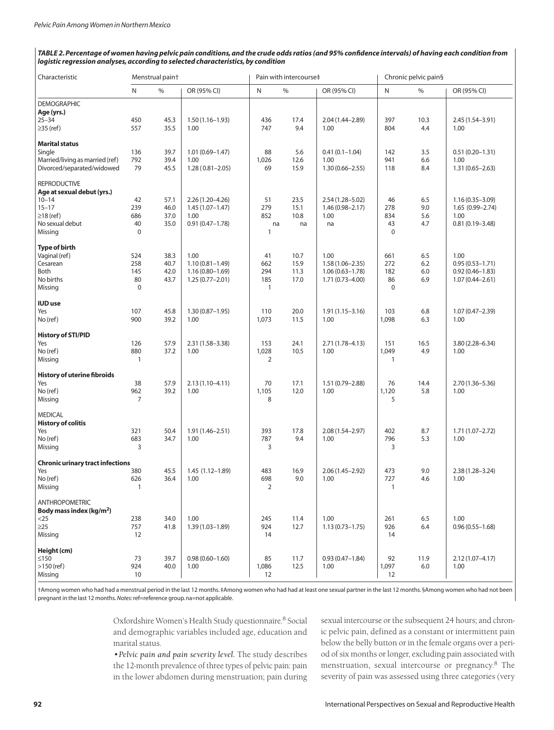**TABLE 2. Percentage of women having pelvic pain conditions, and the crude odds ratios (and 95% confidence intervals) of having each condition from logistic regression analyses, according to selected characteristics, by condition**

| Characteristic | Menstrual pain† | | | Pain with intercourse‡ | | | Chronic pelvic pain§ | | |
|---|---|---|---|---|---|---|---|---|---|
| | N | % | OR (95% CI) | N | % | OR (95% CI) | N | % | OR (95% CI) |
| DEMOGRAPHIC | | | | | | | | | |
| **Age (yrs.)** | | | | | | | | | |
| 25–34 | 450 | 45.3 | 1.50 (1.16–1.93) | 436 | 17.4 | 2.04 (1.44–2.89) | 397 | 10.3 | 2.45 (1.54–3.91) |
| ≥35 (ref) | 557 | 35.5 | 1.00 | 747 | 9.4 | 1.00 | 804 | 4.4 | 1.00 |
| **Marital status** | | | | | | | | | |
| Single | 136 | 39.7 | 1.01 (0.69–1.47) | 88 | 5.6 | 0.41 (0.1–1.04) | 142 | 3.5 | 0.51 (0.20–1.31) |
| Married/living as married (ref) | 792 | 39.4 | 1.00 | 1,026 | 12.6 | 1.00 | 941 | 6.6 | 1.00 |
| Divorced/separated/widowed | 79 | 45.5 | 1.28 (0.81–2.05) | 69 | 15.9 | 1.30 (0.66–2.55) | 118 | 8.4 | 1.31 (0.65–2.63) |
| REPRODUCTIVE | | | | | | | | | |
| **Age at sexual debut (yrs.)** | | | | | | | | | |
| 10–14 | 42 | 57.1 | 2.26 (1.20–4.26) | 51 | 23.5 | 2.54 (1.28–5.02) | 46 | 6.5 | 1.16 (0.35–3.09) |
| 15–17 | 239 | 46.0 | 1.45 (1.07–1.47) | 279 | 15.1 | 1.46 (0.98–2.17) | 278 | 9.0 | 1.65 (0.99–2.74) |
| ≥18 (ref) | 686 | 37.0 | 1.00 | 852 | 10.8 | 1.00 | 834 | 5.6 | 1.00 |
| No sexual debut | 40 | 35.0 | 0.91 (0.47–1.78) | na | na | na | 43 | 4.7 | 0.81 (0.19–3.48) |
| Missing | 0 | | | 1 | | | 0 | | |
| **Type of birth** | | | | | | | | | |
| Vaginal (ref) | 524 | 38.3 | 1.00 | 41 | 10.7 | 1.00 | 661 | 6.5 | 1.00 |
| Cesarean | 258 | 40.7 | 1.10 (0.81–1.49) | 662 | 15.9 | 1.58 (1.06–2.35) | 272 | 6.2 | 0.95 (0.53–1.71) |
| Both | 145 | 42.0 | 1.16 (0.80–1.69) | 294 | 11.3 | 1.06 (0.63–1.78) | 182 | 6.0 | 0.92 (0.46–1.83) |
| No births | 80 | 43.7 | 1.25 (0.77–2.01) | 185 | 17.0 | 1.71 (0.73–4.00) | 86 | 6.9 | 1.07 (0.44–2.61) |
| Missing | 0 | | | 1 | | | 0 | | |
| **IUD use** | | | | | | | | | |
| Yes | 107 | 45.8 | 1.30 (0.87–1.95) | 110 | 20.0 | 1.91 (1.15–3.16) | 103 | 6.8 | 1.07 (0.47–2.39) |
| No (ref) | 900 | 39.2 | 1.00 | 1,073 | 11.5 | 1.00 | 1,098 | 6.3 | 1.00 |
| **History of STI/PID** | | | | | | | | | |
| Yes | 126 | 57.9 | 2.31 (1.58–3.38) | 153 | 24.1 | 2.71 (1.78–4.13) | 151 | 16.5 | 3.80 (2.28–6.34) |
| No (ref) | 880 | 37.2 | 1.00 | 1,028 | 10.5 | 1.00 | 1,049 | 4.9 | 1.00 |
| Missing | 1 | | | 2 | | | 1 | | |
| **History of uterine fibroids** | | | | | | | | | |
| Yes | 38 | 57.9 | 2.13 (1.10–4.11) | 70 | 17.1 | 1.51 (0.79–2.88) | 76 | 14.4 | 2.70 (1.36–5.36) |
| No (ref) | 962 | 39.2 | 1.00 | 1,105 | 12.0 | 1.00 | 1,120 | 5.8 | 1.00 |
| Missing | 7 | | | 8 | | | 5 | | |
| MEDICAL | | | | | | | | | |
| **History of colitis** | | | | | | | | | |
| Yes | 321 | 50.4 | 1.91 (1.46–2.51) | 393 | 17.8 | 2.08 (1.54–2.97) | 402 | 8.7 | 1.71 (1.07–2.72) |
| No (ref) | 683 | 34.7 | 1.00 | 787 | 9.4 | 1.00 | 796 | 5.3 | 1.00 |
| Missing | 3 | | | 3 | | | 3 | | |
| **Chronic urinary tract infections** | | | | | | | | | |
| Yes | 380 | 45.5 | 1.45 (1.12–1.89) | 483 | 16.9 | 2.06 (1.45–2.92) | 473 | 9.0 | 2.38 (1.28–3.24) |
| No (ref) | 626 | 36.4 | 1.00 | 698 | 9.0 | 1.00 | 727 | 4.6 | 1.00 |
| Missing | 1 | | | 2 | | | 1 | | |
| ANTHROPOMETRIC | | | | | | | | | |
| **Body mass index (kg/m²)** | | | | | | | | | |
| <25 | 238 | 34.0 | 1.00 | 245 | 11.4 | 1.00 | 261 | 6.5 | 1.00 |
| ≥25 | 757 | 41.8 | 1.39 (1.03–1.89) | 924 | 12.7 | 1.13 (0.73–1.75) | 926 | 6.4 | 0.96 (0.55–1.68) |
| Missing | 12 | | | 14 | | | 14 | | |
| **Height (cm)** | | | | | | | | | |
| ≤150 | 73 | 39.7 | 0.98 (0.60–1.60) | 85 | 11.7 | 0.93 (0.47–1.84) | 92 | 11.9 | 2.12 (1.07–4.17) |
| >150 (ref) | 924 | 40.0 | 1.00 | 1,086 | 12.5 | 1.00 | 1,097 | 6.0 | 1.00 |
| Missing | 10 | | | 12 | | | 12 | | |

†Among women who had had a menstrual period in the last 12 months. ‡Among women who had had at least one sexual partner in the last 12 months. §Among women who had not been pregnant in the last 12 months. *Notes:* ref=reference group. na=not applicable.

Oxfordshire Women's Health Study questionnaire.[8] Social and demographic variables included age, education and marital status.

•*Pelvic pain and pain severity level.* The study describes the 12-month prevalence of three types of pelvic pain: pain in the lower abdomen during menstruation; pain during sexual intercourse or the subsequent 24 hours; and chronic pelvic pain, defined as a constant or intermittent pain below the belly button or in the female organs over a period of six months or longer, excluding pain associated with menstruation, sexual intercourse or pregnancy.[8] The severity of pain was assessed using three categories (very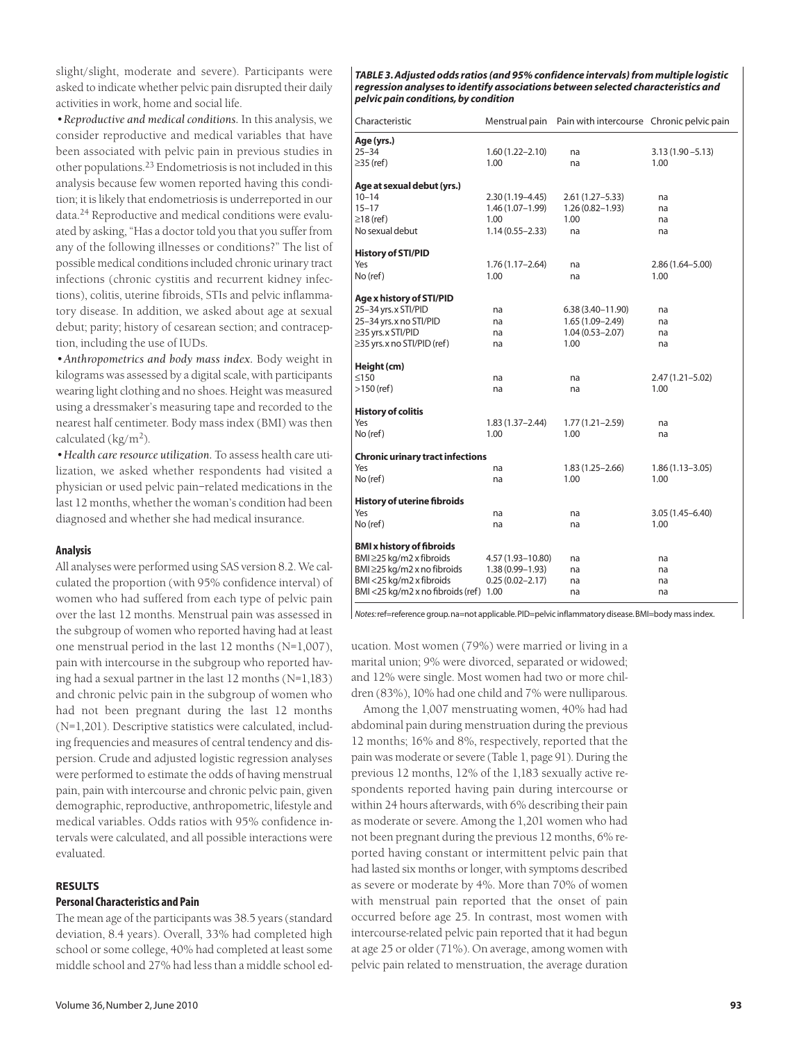slight/slight, moderate and severe). Participants were asked to indicate whether pelvic pain disrupted their daily activities in work, home and social life.

• *Reproductive and medical conditions.* In this analysis, we consider reproductive and medical variables that have been associated with pelvic pain in previous studies in other populations.[23] Endometriosis is not included in this analysis because few women reported having this condition; it is likely that endometriosis is underreported in our data.[24] Reproductive and medical conditions were evaluated by asking, "Has a doctor told you that you suffer from any of the following illnesses or conditions?" The list of possible medical conditions included chronic urinary tract infections (chronic cystitis and recurrent kidney infections), colitis, uterine fibroids, STIs and pelvic inflammatory disease. In addition, we asked about age at sexual debut; parity; history of cesarean section; and contraception, including the use of IUDs.

• *Anthropometrics and body mass index.* Body weight in kilograms was assessed by a digital scale, with participants wearing light clothing and no shoes. Height was measured using a dressmaker's measuring tape and recorded to the nearest half centimeter. Body mass index (BMI) was then calculated ($kg/m^2$).

• *Health care resource utilization.* To assess health care utilization, we asked whether respondents had visited a physician or used pelvic pain–related medications in the last 12 months, whether the woman's condition had been diagnosed and whether she had medical insurance.

### Analysis

All analyses were performed using SAS version 8.2. We calculated the proportion (with 95% confidence interval) of women who had suffered from each type of pelvic pain over the last 12 months. Menstrual pain was assessed in the subgroup of women who reported having had at least one menstrual period in the last 12 months (N=1,007), pain with intercourse in the subgroup who reported having had a sexual partner in the last 12 months (N=1,183) and chronic pelvic pain in the subgroup of women who had not been pregnant during the last 12 months (N=1,201). Descriptive statistics were calculated, including frequencies and measures of central tendency and dispersion. Crude and adjusted logistic regression analyses were performed to estimate the odds of having menstrual pain, pain with intercourse and chronic pelvic pain, given demographic, reproductive, anthropometric, lifestyle and medical variables. Odds ratios with 95% confidence intervals were calculated, and all possible interactions were evaluated.

## RESULTS

### Personal Characteristics and Pain

The mean age of the participants was 38.5 years (standard deviation, 8.4 years). Overall, 33% had completed high school or some college, 40% had completed at least some middle school and 27% had less than a middle school education. Most women (79%) were married or living in a marital union; 9% were divorced, separated or widowed; and 12% were single. Most women had two or more children (83%), 10% had one child and 7% were nulliparous.

Among the 1,007 menstruating women, 40% had had abdominal pain during menstruation during the previous 12 months; 16% and 8%, respectively, reported that the pain was moderate or severe (Table 1, page 91). During the previous 12 months, 12% of the 1,183 sexually active respondents reported having pain during intercourse or within 24 hours afterwards, with 6% describing their pain as moderate or severe. Among the 1,201 women who had not been pregnant during the previous 12 months, 6% reported having constant or intermittent pelvic pain that had lasted six months or longer, with symptoms described as severe or moderate by 4%. More than 70% of women with menstrual pain reported that the onset of pain occurred before age 25. In contrast, most women with intercourse-related pelvic pain reported that it had begun at age 25 or older (71%). On average, among women with pelvic pain related to menstruation, the average duration

***TABLE 3. Adjusted odds ratios (and 95% confidence intervals) from multiple logistic regression analyses to identify associations between selected characteristics and pelvic pain conditions, by condition***

| Characteristic | Menstrual pain | Pain with intercourse | Chronic pelvic pain |
|---|---|---|---|
| **Age (yrs.)** | | | |
| 25–34 | 1.60 (1.22–2.10) | na | 3.13 (1.90 –5.13) |
| ≥35 (ref) | 1.00 | na | 1.00 |
| **Age at sexual debut (yrs.)** | | | |
| 10–14 | 2.30 (1.19–4.45) | 2.61 (1.27–5.33) | na |
| 15–17 | 1.46 (1.07–1.99) | 1.26 (0.82–1.93) | na |
| ≥18 (ref) | 1.00 | 1.00 | na |
| No sexual debut | 1.14 (0.55–2.33) | na | na |
| **History of STI/PID** | | | |
| Yes | 1.76 (1.17–2.64) | na | 2.86 (1.64–5.00) |
| No (ref) | 1.00 | na | 1.00 |
| **Age x history of STI/PID** | | | |
| 25–34 yrs. x STI/PID | na | 6.38 (3.40–11.90) | na |
| 25–34 yrs. x no STI/PID | na | 1.65 (1.09–2.49) | na |
| ≥35 yrs. x STI/PID | na | 1.04 (0.53–2.07) | na |
| ≥35 yrs. x no STI/PID (ref) | na | 1.00 | na |
| **Height (cm)** | | | |
| ≤150 | na | na | 2.47 (1.21–5.02) |
| >150 (ref) | na | na | 1.00 |
| **History of colitis** | | | |
| Yes | 1.83 (1.37–2.44) | 1.77 (1.21–2.59) | na |
| No (ref) | 1.00 | 1.00 | na |
| **Chronic urinary tract infections** | | | |
| Yes | na | 1.83 (1.25–2.66) | 1.86 (1.13–3.05) |
| No (ref) | na | 1.00 | 1.00 |
| **History of uterine fibroids** | | | |
| Yes | na | na | 3.05 (1.45–6.40) |
| No (ref) | na | na | 1.00 |
| **BMI x history of fibroids** | | | |
| BMI ≥25 kg/m2 x fibroids | 4.57 (1.93–10.80) | na | na |
| BMI ≥25 kg/m2 x no fibroids | 1.38 (0.99–1.93) | na | na |
| BMI <25 kg/m2 x fibroids | 0.25 (0.02–2.17) | na | na |
| BMI <25 kg/m2 x no fibroids (ref) | 1.00 | na | na |

*Notes:* ref=reference group. na=not applicable. PID=pelvic inflammatory disease. BMI=body mass index.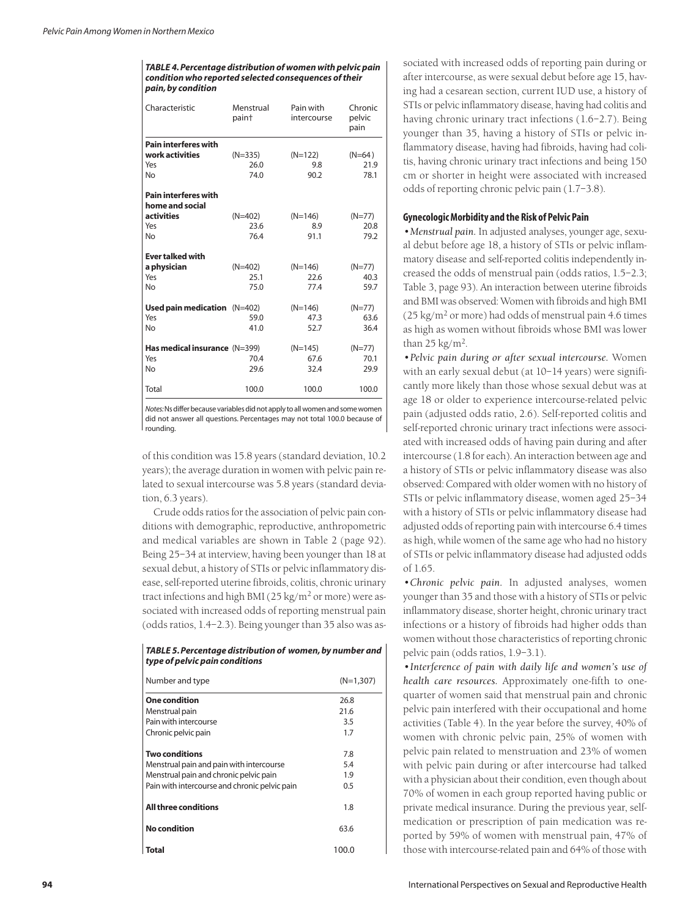**TABLE 4. Percentage distribution of women with pelvic pain condition who reported selected consequences of their pain, by condition**

| Characteristic | Menstrual pain† | Pain with intercourse | Chronic pelvic pain |
|---|---|---|---|
| **Pain interferes with work activities** | (N=335) | (N=122) | (N=64) |
| Yes | 26.0 | 9.8 | 21.9 |
| No | 74.0 | 90.2 | 78.1 |
| **Pain interferes with home and social activities** | (N=402) | (N=146) | (N=77) |
| Yes | 23.6 | 8.9 | 20.8 |
| No | 76.4 | 91.1 | 79.2 |
| **Ever talked with a physician** | (N=402) | (N=146) | (N=77) |
| Yes | 25.1 | 22.6 | 40.3 |
| No | 75.0 | 77.4 | 59.7 |
| **Used pain medication** | (N=402) | (N=146) | (N=77) |
| Yes | 59.0 | 47.3 | 63.6 |
| No | 41.0 | 52.7 | 36.4 |
| **Has medical insurance** | (N=399) | (N=145) | (N=77) |
| Yes | 70.4 | 67.6 | 70.1 |
| No | 29.6 | 32.4 | 29.9 |
| Total | 100.0 | 100.0 | 100.0 |

*Notes:* Ns differ because variables did not apply to all women and some women did not answer all questions. Percentages may not total 100.0 because of rounding.

of this condition was 15.8 years (standard deviation, 10.2 years); the average duration in women with pelvic pain related to sexual intercourse was 5.8 years (standard deviation, 6.3 years).

Crude odds ratios for the association of pelvic pain conditions with demographic, reproductive, anthropometric and medical variables are shown in Table 2 (page 92). Being 25–34 at interview, having been younger than 18 at sexual debut, a history of STIs or pelvic inflammatory disease, self-reported uterine fibroids, colitis, chronic urinary tract infections and high BMI (25 kg/m$^2$ or more) were associated with increased odds of reporting menstrual pain (odds ratios, 1.4–2.3). Being younger than 35 also was associated with increased odds of reporting pain during or after intercourse, as were sexual debut before age 15, having had a cesarean section, current IUD use, a history of STIs or pelvic inflammatory disease, having had colitis and having chronic urinary tract infections (1.6–2.7). Being younger than 35, having a history of STIs or pelvic inflammatory disease, having had fibroids, having had colitis, having chronic urinary tract infections and being 150 cm or shorter in height were associated with increased odds of reporting chronic pelvic pain (1.7–3.8).

**TABLE 5. Percentage distribution of women, by number and type of pelvic pain conditions**

| Number and type | (N=1,307) |
|---|---|
| **One condition** | 26.8 |
| Menstrual pain | 21.6 |
| Pain with intercourse | 3.5 |
| Chronic pelvic pain | 1.7 |
| **Two conditions** | 7.8 |
| Menstrual pain and pain with intercourse | 5.4 |
| Menstrual pain and chronic pelvic pain | 1.9 |
| Pain with intercourse and chronic pelvic pain | 0.5 |
| **All three conditions** | 1.8 |
| **No condition** | 63.6 |
| **Total** | 100.0 |

## Gynecologic Morbidity and the Risk of Pelvic Pain

• *Menstrual pain.* In adjusted analyses, younger age, sexual debut before age 18, a history of STIs or pelvic inflammatory disease and self-reported colitis independently increased the odds of menstrual pain (odds ratios, 1.5–2.3; Table 3, page 93). An interaction between uterine fibroids and BMI was observed: Women with fibroids and high BMI (25 kg/m$^2$ or more) had odds of menstrual pain 4.6 times as high as women without fibroids whose BMI was lower than 25 kg/m$^2$.

• *Pelvic pain during or after sexual intercourse.* Women with an early sexual debut (at 10–14 years) were significantly more likely than those whose sexual debut was at age 18 or older to experience intercourse-related pelvic pain (adjusted odds ratio, 2.6). Self-reported colitis and self-reported chronic urinary tract infections were associated with increased odds of having pain during and after intercourse (1.8 for each). An interaction between age and a history of STIs or pelvic inflammatory disease was also observed: Compared with older women with no history of STIs or pelvic inflammatory disease, women aged 25–34 with a history of STIs or pelvic inflammatory disease had adjusted odds of reporting pain with intercourse 6.4 times as high, while women of the same age who had no history of STIs or pelvic inflammatory disease had adjusted odds of 1.65.

• *Chronic pelvic pain.* In adjusted analyses, women younger than 35 and those with a history of STIs or pelvic inflammatory disease, shorter height, chronic urinary tract infections or a history of fibroids had higher odds than women without those characteristics of reporting chronic pelvic pain (odds ratios, 1.9–3.1).

• *Interference of pain with daily life and women's use of health care resources.* Approximately one-fifth to one-quarter of women said that menstrual pain and chronic pelvic pain interfered with their occupational and home activities (Table 4). In the year before the survey, 40% of women with chronic pelvic pain, 25% of women with pelvic pain related to menstruation and 23% of women with pelvic pain during or after intercourse had talked with a physician about their condition, even though about 70% of women in each group reported having public or private medical insurance. During the previous year, self-medication or prescription of pain medication was reported by 59% of women with menstrual pain, 47% of those with intercourse-related pain and 64% of those with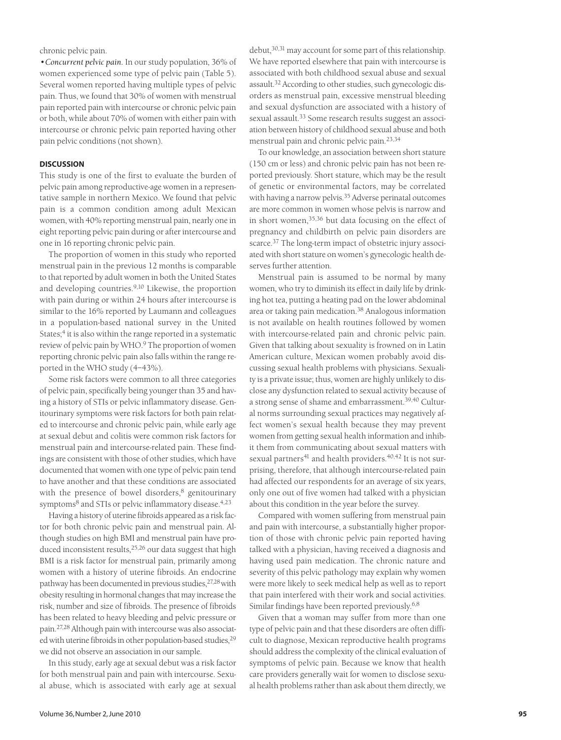chronic pelvic pain.

•*Concurrent pelvic pain.* In our study population, 36% of women experienced some type of pelvic pain (Table 5). Several women reported having multiple types of pelvic pain. Thus, we found that 30% of women with menstrual pain reported pain with intercourse or chronic pelvic pain or both, while about 70% of women with either pain with intercourse or chronic pelvic pain reported having other pain pelvic conditions (not shown).

## DISCUSSION

This study is one of the first to evaluate the burden of pelvic pain among reproductive-age women in a representative sample in northern Mexico. We found that pelvic pain is a common condition among adult Mexican women, with 40% reporting menstrual pain, nearly one in eight reporting pelvic pain during or after intercourse and one in 16 reporting chronic pelvic pain.

The proportion of women in this study who reported menstrual pain in the previous 12 months is comparable to that reported by adult women in both the United States and developing countries.[9,10] Likewise, the proportion with pain during or within 24 hours after intercourse is similar to the 16% reported by Laumann and colleagues in a population-based national survey in the United States;[4] it is also within the range reported in a systematic review of pelvic pain by WHO.[9] The proportion of women reporting chronic pelvic pain also falls within the range reported in the WHO study (4–43%).

Some risk factors were common to all three categories of pelvic pain, specifically being younger than 35 and having a history of STIs or pelvic inflammatory disease. Genitourinary symptoms were risk factors for both pain related to intercourse and chronic pelvic pain, while early age at sexual debut and colitis were common risk factors for menstrual pain and intercourse-related pain. These findings are consistent with those of other studies, which have documented that women with one type of pelvic pain tend to have another and that these conditions are associated with the presence of bowel disorders,[8] genitourinary symptoms[8] and STIs or pelvic inflammatory disease.[4,23]

Having a history of uterine fibroids appeared as a risk factor for both chronic pelvic pain and menstrual pain. Although studies on high BMI and menstrual pain have produced inconsistent results,[25,26] our data suggest that high BMI is a risk factor for menstrual pain, primarily among women with a history of uterine fibroids. An endocrine pathway has been documented in previous studies,[27,28] with obesity resulting in hormonal changes that may increase the risk, number and size of fibroids. The presence of fibroids has been related to heavy bleeding and pelvic pressure or pain.[27,28] Although pain with intercourse was also associated with uterine fibroids in other population-based studies,[29] we did not observe an association in our sample.

In this study, early age at sexual debut was a risk factor for both menstrual pain and pain with intercourse. Sexual abuse, which is associated with early age at sexual debut,[30,31] may account for some part of this relationship. We have reported elsewhere that pain with intercourse is associated with both childhood sexual abuse and sexual assault.[32] According to other studies, such gynecologic disorders as menstrual pain, excessive menstrual bleeding and sexual dysfunction are associated with a history of sexual assault.[33] Some research results suggest an association between history of childhood sexual abuse and both menstrual pain and chronic pelvic pain.[23,34]

To our knowledge, an association between short stature (150 cm or less) and chronic pelvic pain has not been reported previously. Short stature, which may be the result of genetic or environmental factors, may be correlated with having a narrow pelvis.[35] Adverse perinatal outcomes are more common in women whose pelvis is narrow and in short women,[35,36] but data focusing on the effect of pregnancy and childbirth on pelvic pain disorders are scarce.[37] The long-term impact of obstetric injury associated with short stature on women's gynecologic health deserves further attention.

Menstrual pain is assumed to be normal by many women, who try to diminish its effect in daily life by drinking hot tea, putting a heating pad on the lower abdominal area or taking pain medication.[38] Analogous information is not available on health routines followed by women with intercourse-related pain and chronic pelvic pain. Given that talking about sexuality is frowned on in Latin American culture, Mexican women probably avoid discussing sexual health problems with physicians. Sexuality is a private issue; thus, women are highly unlikely to disclose any dysfunction related to sexual activity because of a strong sense of shame and embarrassment.[39,40] Cultural norms surrounding sexual practices may negatively affect women's sexual health because they may prevent women from getting sexual health information and inhibit them from communicating about sexual matters with sexual partners[41] and health providers.[40,42] It is not surprising, therefore, that although intercourse-related pain had affected our respondents for an average of six years, only one out of five women had talked with a physician about this condition in the year before the survey.

Compared with women suffering from menstrual pain and pain with intercourse, a substantially higher proportion of those with chronic pelvic pain reported having talked with a physician, having received a diagnosis and having used pain medication. The chronic nature and severity of this pelvic pathology may explain why women were more likely to seek medical help as well as to report that pain interfered with their work and social activities. Similar findings have been reported previously.[6,8]

Given that a woman may suffer from more than one type of pelvic pain and that these disorders are often difficult to diagnose, Mexican reproductive health programs should address the complexity of the clinical evaluation of symptoms of pelvic pain. Because we know that health care providers generally wait for women to disclose sexual health problems rather than ask about them directly, we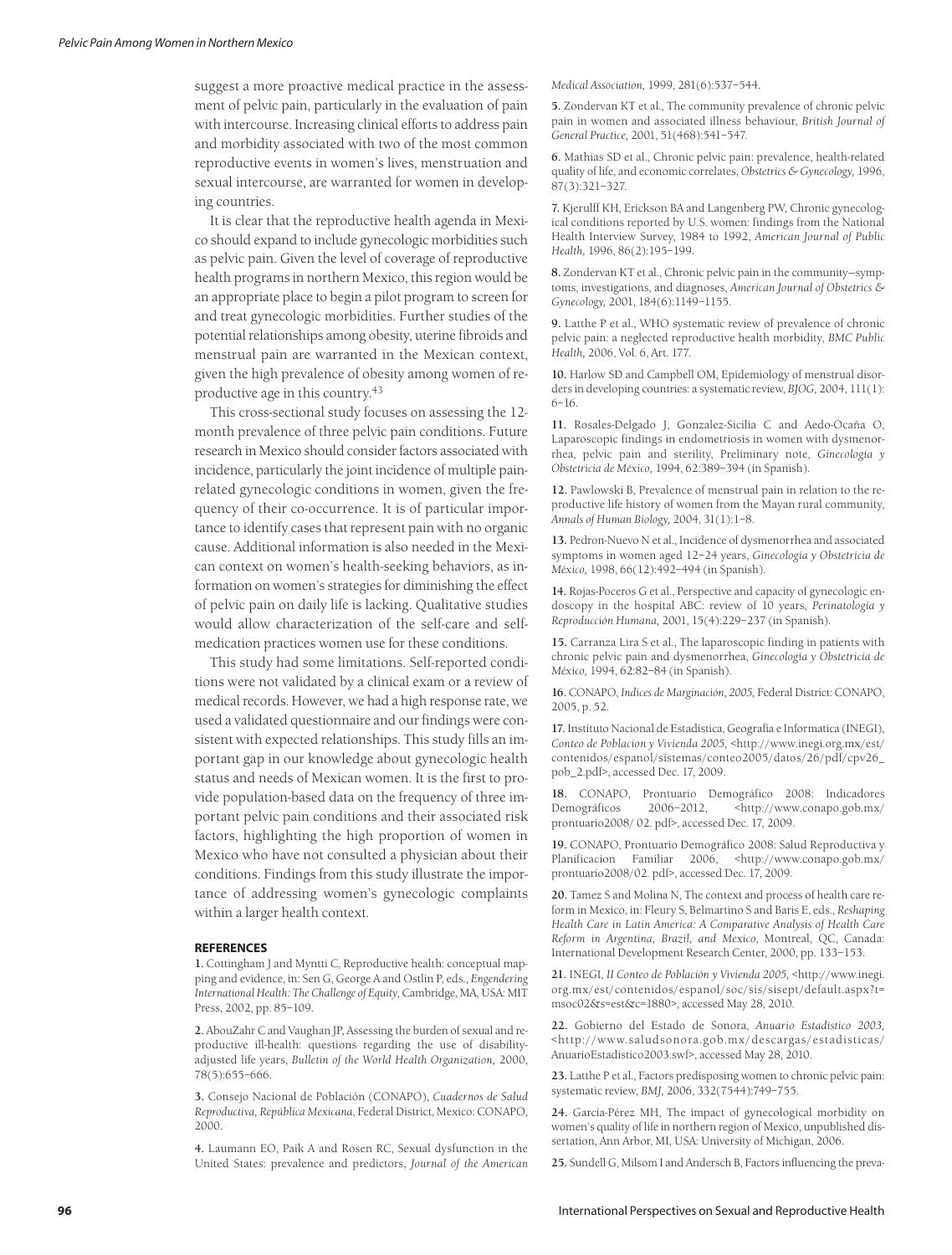suggest a more proactive medical practice in the assessment of pelvic pain, particularly in the evaluation of pain with intercourse. Increasing clinical efforts to address pain and morbidity associated with two of the most common reproductive events in women's lives, menstruation and sexual intercourse, are warranted for women in developing countries.

It is clear that the reproductive health agenda in Mexico should expand to include gynecologic morbidities such as pelvic pain. Given the level of coverage of reproductive health programs in northern Mexico, this region would be an appropriate place to begin a pilot program to screen for and treat gynecologic morbidities. Further studies of the potential relationships among obesity, uterine fibroids and menstrual pain are warranted in the Mexican context, given the high prevalence of obesity among women of reproductive age in this country.[43]

This cross-sectional study focuses on assessing the 12-month prevalence of three pelvic pain conditions. Future research in Mexico should consider factors associated with incidence, particularly the joint incidence of multiple pain-related gynecologic conditions in women, given the frequency of their co-occurrence. It is of particular importance to identify cases that represent pain with no organic cause. Additional information is also needed in the Mexican context on women's health-seeking behaviors, as information on women's strategies for diminishing the effect of pelvic pain on daily life is lacking. Qualitative studies would allow characterization of the self-care and self-medication practices women use for these conditions.

This study had some limitations. Self-reported conditions were not validated by a clinical exam or a review of medical records. However, we had a high response rate, we used a validated questionnaire and our findings were consistent with expected relationships. This study fills an important gap in our knowledge about gynecologic health status and needs of Mexican women. It is the first to provide population-based data on the frequency of three important pelvic pain conditions and their associated risk factors, highlighting the high proportion of women in Mexico who have not consulted a physician about their conditions. Findings from this study illustrate the importance of addressing women's gynecologic complaints within a larger health context.

## REFERENCES

**1.** Cottingham J and Myntti C, Reproductive health: conceptual mapping and evidence, in: Sen G, George A and Ostlin P, eds., *Engendering International Health: The Challenge of Equity*, Cambridge, MA, USA: MIT Press, 2002, pp. 85–109.

**2.** AbouZahr C and Vaughan JP, Assessing the burden of sexual and reproductive ill-health: questions regarding the use of disability-adjusted life years, *Bulletin of the World Health Organization,* 2000, 78(5):655–666.

**3.** Consejo Nacional de Población (CONAPO), *Cuadernos de Salud Reproductiva, República Mexicana*, Federal District, Mexico: CONAPO, 2000.

**4.** Laumann EO, Paik A and Rosen RC, Sexual dysfunction in the United States: prevalence and predictors, *Journal of the American Medical Association,* 1999, 281(6):537–544.

**5.** Zondervan KT et al., The community prevalence of chronic pelvic pain in women and associated illness behaviour, *British Journal of General Practice,* 2001, 51(468):541–547.

**6.** Mathias SD et al., Chronic pelvic pain: prevalence, health-related quality of life, and economic correlates, *Obstetrics & Gynecology,* 1996, 87(3):321–327.

**7.** Kjerulff KH, Erickson BA and Langenberg PW, Chronic gynecological conditions reported by U.S. women: findings from the National Health Interview Survey, 1984 to 1992, *American Journal of Public Health,* 1996, 86(2):195–199.

**8.** Zondervan KT et al., Chronic pelvic pain in the community—symptoms, investigations, and diagnoses, *American Journal of Obstetrics & Gynecology,* 2001, 184(6):1149–1155.

**9.** Latthe P et al., WHO systematic review of prevalence of chronic pelvic pain: a neglected reproductive health morbidity, *BMC Public Health,* 2006, Vol. 6, Art. 177.

**10.** Harlow SD and Campbell OM, Epidemiology of menstrual disorders in developing countries: a systematic review, *BJOG,* 2004, 111(1): 6–16.

**11.** Rosales-Delgado J, Gonzalez-Sicilia C and Aedo-Ocaña O, Laparoscopic findings in endometriosis in women with dysmenorrhea, pelvic pain and sterility, Preliminary note, *Ginecología y Obstetricia de México,* 1994, 62:389–394 (in Spanish).

**12.** Pawlowski B, Prevalence of menstrual pain in relation to the reproductive life history of women from the Mayan rural community, *Annals of Human Biology,* 2004, 31(1):1–8.

**13.** Pedron-Nuevo N et al., Incidence of dysmenorrhea and associated symptoms in women aged 12–24 years, *Ginecología y Obstetricia de México,* 1998, 66(12):492–494 (in Spanish).

**14.** Rojas-Poceros G et al., Perspective and capacity of gynecologic endoscopy in the hospital ABC: review of 10 years, *Perinatología y Reproducción Humana,* 2001, 15(4):229–237 (in Spanish).

**15.** Carranza Lira S et al., The laparoscopic finding in patients with chronic pelvic pain and dysmenorrhea, *Ginecología y Obstetricia de México,* 1994, 62:82–84 (in Spanish).

**16.** CONAPO, *Indices de Marginación, 2005,* Federal District: CONAPO, 2005, p. 52.

**17.** Instituto Nacional de Estadística, Geografía e Informatica (INEGI), *Conteo de Poblacion y Vivienda 2005,* <http://www.inegi.org.mx/est/contenidos/espanol/sistemas/conteo2005/datos/26/pdf/cpv26_pob_2.pdf>, accessed Dec. 17, 2009.

**18.** CONAPO, Prontuario Demográfico 2008: Indicadores Demográficos 2006–2012, <http://www.conapo.gob.mx/prontuario2008/ 02. pdf>, accessed Dec. 17, 2009.

**19.** CONAPO, Prontuario Demográfico 2008: Salud Reproductiva y Planificacion Familiar 2006, <http://www.conapo.gob.mx/prontuario2008/02. pdf>, accessed Dec. 17, 2009.

**20.** Tamez S and Molina N, The context and process of health care reform in Mexico, in: Fleury S, Belmartino S and Baris E, eds., *Reshaping Health Care in Latin America: A Comparative Analysis of Health Care Reform in Argentina, Brazil, and Mexico*, Montreal, QC, Canada: International Development Research Center, 2000, pp. 133–153.

**21.** INEGI, *II Conteo de Población y Vivienda 2005,* <http://www.inegi.org.mx/est/contenidos/espanol/soc/sis/sisept/default.aspx?t=msoc02&s=est&c=1880>, accessed May 28, 2010.

**22.** Gobierno del Estado de Sonora, *Anuario Estadistico 2003,* <http://www.saludsonora.gob.mx/descargas/estadisticas/AnuarioEstadistico2003.swf>, accessed May 28, 2010.

**23.** Latthe P et al., Factors predisposing women to chronic pelvic pain: systematic review, *BMJ,* 2006, 332(7544):749–755.

**24.** García-Pérez MH, The impact of gynecological morbidity on women's quality of life in northern region of Mexico, unpublished dissertation, Ann Arbor, MI, USA: University of Michigan, 2006.

**25.** Sundell G, Milsom I and Andersch B, Factors influencing the preva-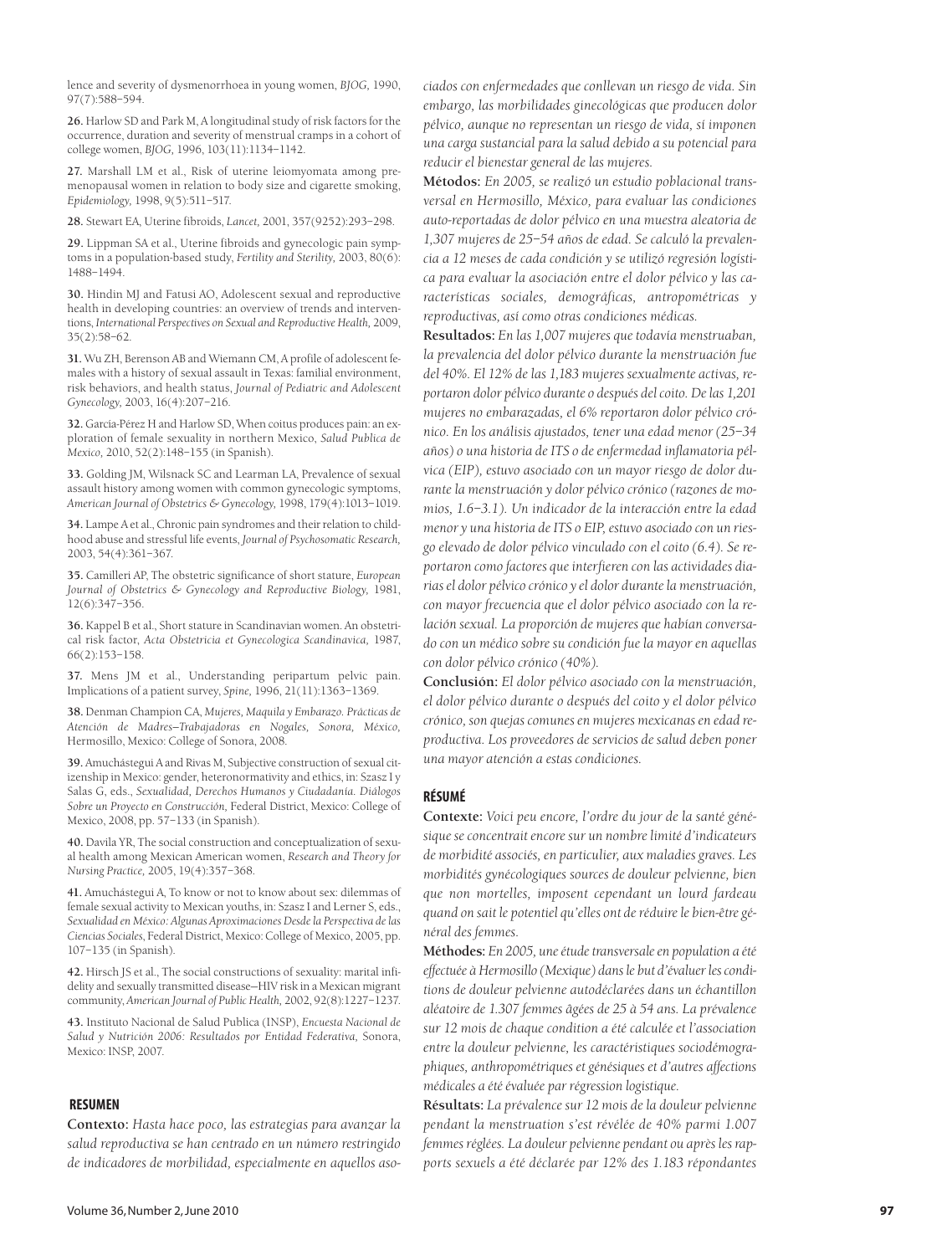lence and severity of dysmenorrhoea in young women, *BJOG,* 1990, 97(7):588–594.

**26.** Harlow SD and Park M, A longitudinal study of risk factors for the occurrence, duration and severity of menstrual cramps in a cohort of college women, *BJOG,* 1996, 103(11):1134–1142.

**27.** Marshall LM et al., Risk of uterine leiomyomata among premenopausal women in relation to body size and cigarette smoking, *Epidemiology,* 1998, 9(5):511–517.

**28.** Stewart EA, Uterine fibroids, *Lancet,* 2001, 357(9252):293–298.

**29.** Lippman SA et al., Uterine fibroids and gynecologic pain symptoms in a population-based study, *Fertility and Sterility,* 2003, 80(6): 1488–1494.

**30.** Hindin MJ and Fatusi AO, Adolescent sexual and reproductive health in developing countries: an overview of trends and interventions, *International Perspectives on Sexual and Reproductive Health,* 2009, 35(2):58–62.

**31.** Wu ZH, Berenson AB and Wiemann CM, A profile of adolescent females with a history of sexual assault in Texas: familial environment, risk behaviors, and health status, *Journal of Pediatric and Adolescent Gynecology,* 2003, 16(4):207–216.

**32.** García-Pérez H and Harlow SD, When coitus produces pain: an exploration of female sexuality in northern Mexico, *Salud Publica de Mexico,* 2010, 52(2):148–155 (in Spanish).

**33.** Golding JM, Wilsnack SC and Learman LA, Prevalence of sexual assault history among women with common gynecologic symptoms, *American Journal of Obstetrics & Gynecology,* 1998, 179(4):1013–1019.

**34.** Lampe A et al., Chronic pain syndromes and their relation to childhood abuse and stressful life events, *Journal of Psychosomatic Research,* 2003, 54(4):361–367.

**35.** Camilleri AP, The obstetric significance of short stature, *European Journal of Obstetrics & Gynecology and Reproductive Biology,* 1981, 12(6):347–356.

**36.** Kappel B et al., Short stature in Scandinavian women. An obstetrical risk factor, *Acta Obstetricia et Gynecologica Scandinavica,* 1987, 66(2):153–158.

**37.** Mens JM et al., Understanding peripartum pelvic pain. Implications of a patient survey, *Spine,* 1996, 21(11):1363–1369.

**38.** Denman Champion CA, *Mujeres, Maquila y Embarazo. Prácticas de Atención de Madres–Trabajadoras en Nogales, Sonora, México,* Hermosillo, Mexico: College of Sonora, 2008.

**39.** Amuchástegui A and Rivas M, Subjective construction of sexual citizenship in Mexico: gender, heteronormativity and ethics, in: Szasz I y Salas G, eds., *Sexualidad, Derechos Humanos y Ciudadanía. Diálogos Sobre un Proyecto en Construcción,* Federal District, Mexico: College of Mexico, 2008, pp. 57–133 (in Spanish).

**40.** Davila YR, The social construction and conceptualization of sexual health among Mexican American women, *Research and Theory for Nursing Practice,* 2005, 19(4):357–368.

**41.** Amuchástegui A, To know or not to know about sex: dilemmas of female sexual activity to Mexican youths, in: Szasz I and Lerner S, eds., *Sexualidad en México: Algunas Aproximaciones Desde la Perspectiva de las Ciencias Sociales*, Federal District, Mexico: College of Mexico, 2005, pp. 107–135 (in Spanish).

**42.** Hirsch JS et al., The social constructions of sexuality: marital infidelity and sexually transmitted disease—HIV risk in a Mexican migrant community, *American Journal of Public Health,* 2002, 92(8):1227–1237.

**43.** Instituto Nacional de Salud Publica (INSP), *Encuesta Nacional de Salud y Nutrición 2006: Resultados por Entidad Federativa,* Sonora, Mexico: INSP, 2007.

## RESUMEN

**Contexto:** *Hasta hace poco, las estrategias para avanzar la salud reproductiva se han centrado en un número restringido de indicadores de morbilidad, especialmente en aquellos asociados con enfermedades que conllevan un riesgo de vida. Sin embargo, las morbilidades ginecológicas que producen dolor pélvico, aunque no representan un riesgo de vida, sí imponen una carga substancial para la salud debido a su potencial para reducir el bienestar general de las mujeres.*

**Métodos:** *En 2005, se realizó un estudio poblacional transversal en Hermosillo, México, para evaluar las condiciones auto-reportadas de dolor pélvico en una muestra aleatoria de 1,307 mujeres de 25–54 años de edad. Se calculó la prevalencia a 12 meses de cada condición y se utilizó regresión logística para evaluar la asociación entre el dolor pélvico y las características sociales, demográficas, antropométricas y reproductivas, así como otras condiciones médicas.*

**Resultados:** *En las 1,007 mujeres que todavía menstruaban, la prevalencia del dolor pélvico durante la menstruación fue del 40%. El 12% de las 1,183 mujeres sexualmente activas, reportaron dolor pélvico durante o después del coito. De las 1,201 mujeres no embarazadas, el 6% reportaron dolor pélvico crónico. En los análisis ajustados, tener una edad menor (25–34 años) o una historia de ITS o de enfermedad inflamatoria pélvica (EIP), estuvo asociado con un mayor riesgo de dolor durante la menstruación y dolor pélvico crónico (razones de momios, 1.6–3.1). Un indicador de la interacción entre la edad menor y una historia de ITS o EIP, estuvo asociado con un riesgo elevado de dolor pélvico vinculado con el coito (6.4). Se reportaron como factores que interfieren con las actividades diarias el dolor pélvico crónico y el dolor durante la menstruación, con mayor frecuencia que el dolor pélvico asociado con la relación sexual. La proporción de mujeres que habían conversado con un médico sobre su condición fue la mayor en aquellas con dolor pélvico crónico (40%).*

**Conclusión:** *El dolor pélvico asociado con la menstruación, el dolor pélvico durante o después del coito y el dolor pélvico crónico, son quejas comunes en mujeres mexicanas en edad reproductiva. Los proveedores de servicios de salud deben poner una mayor atención a estas condiciones.*

## RÉSUMÉ

**Contexte:** *Voici peu encore, l'ordre du jour de la santé génésique se concentrait encore sur un nombre limité d'indicateurs de morbidité associés, en particulier, aux maladies graves. Les morbidités gynécologiques sources de douleur pelvienne, bien que non mortelles, imposent cependant un lourd fardeau quand on sait le potentiel qu'elles ont de réduire le bien-être général des femmes.*

**Méthodes:** *En 2005, une étude transversale en population a été effectuée à Hermosillo (Mexique) dans le but d'évaluer les conditions de douleur pelvienne autodéclarées dans un échantillon aléatoire de 1.307 femmes âgées de 25 à 54 ans. La prévalence sur 12 mois de chaque condition a été calculée et l'association entre la douleur pelvienne, les caractéristiques sociodémographiques, anthropométriques et génésiques et d'autres affections médicales a été évaluée par régression logistique.*

**Résultats:** *La prévalence sur 12 mois de la douleur pelvienne pendant la menstruation s'est révélée de 40% parmi 1.007 femmes réglées. La douleur pelvienne pendant ou après les rapports sexuels a été déclarée par 12% des 1.183 répondantes*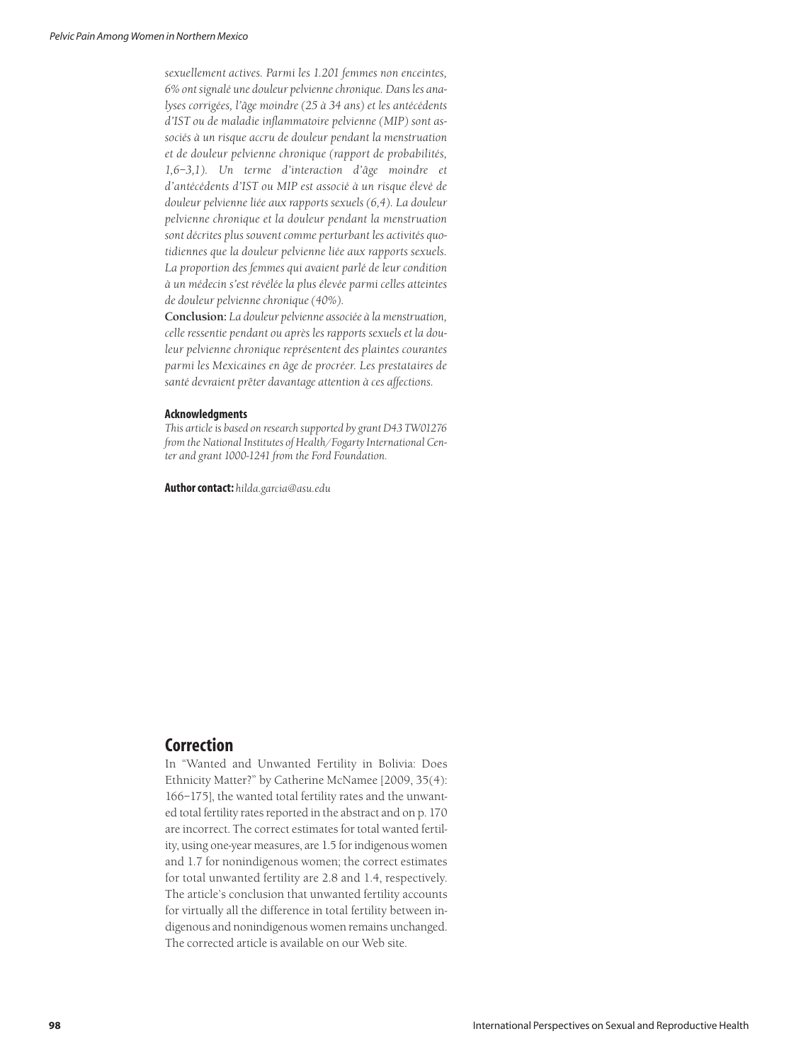*sexuellement actives. Parmi les 1.201 femmes non enceintes, 6% ont signalé une douleur pelvienne chronique. Dans les analyses corrigées, l'âge moindre (25 à 34 ans) et les antécédents d'IST ou de maladie inflammatoire pelvienne (MIP) sont associés à un risque accru de douleur pendant la menstruation et de douleur pelvienne chronique (rapport de probabilités, 1,6–3,1). Un terme d'interaction d'âge moindre et d'antécédents d'IST ou MIP est associé à un risque élevé de douleur pelvienne liée aux rapports sexuels (6,4). La douleur pelvienne chronique et la douleur pendant la menstruation sont décrites plus souvent comme perturbant les activités quotidiennes que la douleur pelvienne liée aux rapports sexuels. La proportion des femmes qui avaient parlé de leur condition à un médecin s'est révélée la plus élevée parmi celles atteintes de douleur pelvienne chronique (40%).*

**Conclusion:** *La douleur pelvienne associée à la menstruation, celle ressentie pendant ou après les rapports sexuels et la douleur pelvienne chronique représentent des plaintes courantes parmi les Mexicaines en âge de procréer. Les prestataires de santé devraient prêter davantage attention à ces affections.*

#### Acknowledgments

*This article is based on research supported by grant D43 TW01276 from the National Institutes of Health/Fogarty International Center and grant 1000-1241 from the Ford Foundation.*

**Author contact:** *hilda.garcia@asu.edu*

## Correction

In "Wanted and Unwanted Fertility in Bolivia: Does Ethnicity Matter?" by Catherine McNamee [2009, 35(4): 166–175], the wanted total fertility rates and the unwanted total fertility rates reported in the abstract and on p. 170 are incorrect. The correct estimates for total wanted fertility, using one-year measures, are 1.5 for indigenous women and 1.7 for nonindigenous women; the correct estimates for total unwanted fertility are 2.8 and 1.4, respectively. The article's conclusion that unwanted fertility accounts for virtually all the difference in total fertility between indigenous and nonindigenous women remains unchanged. The corrected article is available on our Web site.